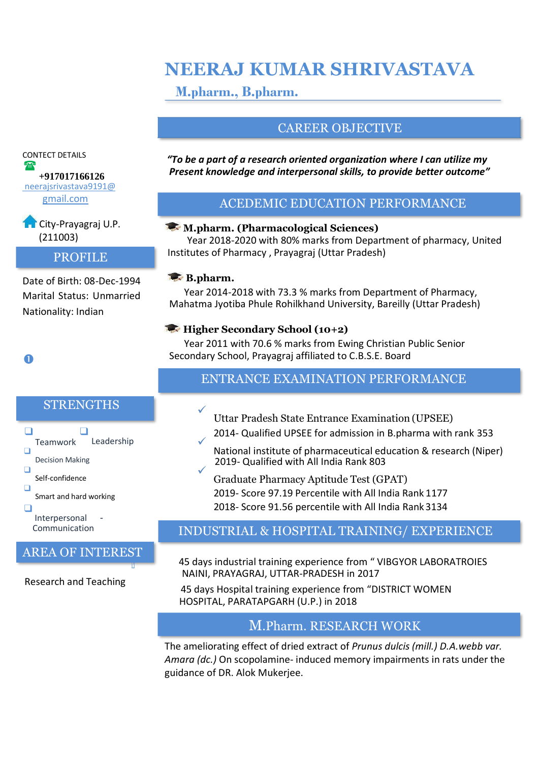# NEERAJ KUMAR SHRIVASTAVA

**M.pharm., B.pharm.**

CONTECT DETAILS

+917017166126

neerajsrivastava9191@gmail.com

City-Prayagraj U.P. (211003)

## PROFILE

Date of Birth: 08-Dec-1994

Marital Status: Unmarried

Nationality: Indian

## STRENGTHS

- Teamwork
- Leadership
- Decision Making
- Self-confidence
- Smart and hard working
- Interpersonal - Communication

## AREA OF INTEREST

Research and Teaching

## CAREER OBJECTIVE

***"To be a part of a research oriented organization where I can utilize my Present knowledge and interpersonal skills, to provide better outcome"***

## ACEDEMIC EDUCATION PERFORMANCE

**M.pharm. (Pharmacological Sciences)**

Year 2018-2020 with 80% marks from Department of pharmacy, United Institutes of Pharmacy , Prayagraj (Uttar Pradesh)

**B.pharm.**

Year 2014-2018 with 73.3 % marks from Department of Pharmacy, Mahatma Jyotiba Phule Rohilkhand University, Bareilly (Uttar Pradesh)

**Higher Secondary School (10+2)**

Year 2011 with 70.6 % marks from Ewing Christian Public Senior Secondary School, Prayagraj affiliated to C.B.S.E. Board

## ENTRANCE EXAMINATION PERFORMANCE

- Uttar Pradesh State Entrance Examination (UPSEE)
  2014- Qualified UPSEE for admission in B.pharma with rank 353
- National institute of pharmaceutical education & research (Niper)
  2019- Qualified with All India Rank 803
- Graduate Pharmacy Aptitude Test (GPAT)
  2019- Score 97.19 Percentile with All India Rank 1177
  2018- Score 91.56 percentile with All India Rank 3134

## INDUSTRIAL & HOSPITAL TRAINING/ EXPERIENCE

45 days industrial training experience from " VIBGYOR LABORATROIES NAINI, PRAYAGRAJ, UTTAR-PRADESH in 2017

45 days Hospital training experience from "DISTRICT WOMEN HOSPITAL, PARATAPGARH (U.P.) in 2018

## M.Pharm. RESEARCH WORK

The ameliorating effect of dried extract of *Prunus dulcis (mill.) D.A.webb var. Amara (dc.)* On scopolamine- induced memory impairments in rats under the guidance of DR. Alok Mukerjee.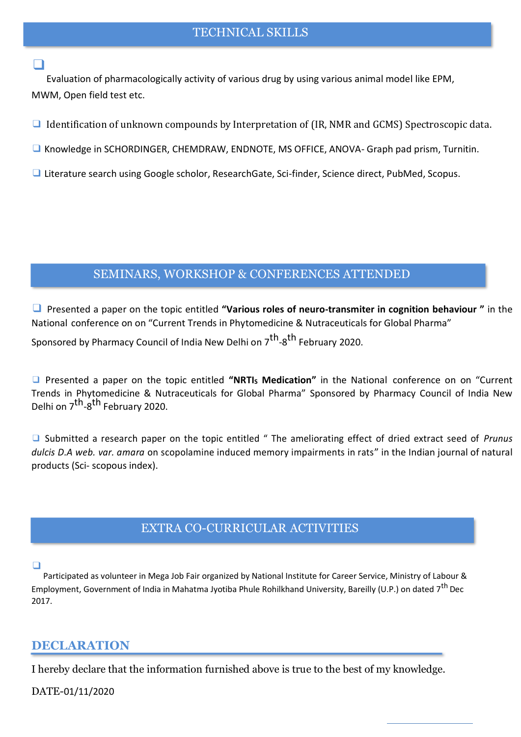## TECHNICAL SKILLS

- Evaluation of pharmacologically activity of various drug by using various animal model like EPM, MWM, Open field test etc.
- Identification of unknown compounds by Interpretation of (IR, NMR and GCMS) Spectroscopic data.
- Knowledge in SCHORDINGER, CHEMDRAW, ENDNOTE, MS OFFICE, ANOVA- Graph pad prism, Turnitin.
- Literature search using Google scholor, ResearchGate, Sci-finder, Science direct, PubMed, Scopus.

## SEMINARS, WORKSHOP & CONFERENCES ATTENDED

- Presented a paper on the topic entitled **"Various roles of neuro-transmiter in cognition behaviour "** in the National conference on on "Current Trends in Phytomedicine & Nutraceuticals for Global Pharma" Sponsored by Pharmacy Council of India New Delhi on 7th-8th February 2020.

- Presented a paper on the topic entitled **"NRTIs Medication"** in the National conference on on "Current Trends in Phytomedicine & Nutraceuticals for Global Pharma" Sponsored by Pharmacy Council of India New Delhi on 7th-8th February 2020.

- Submitted a research paper on the topic entitled " The ameliorating effect of dried extract seed of *Prunus dulcis D.A web. var. amara* on scopolamine induced memory impairments in rats" in the Indian journal of natural products (Sci- scopous index).

## EXTRA CO-CURRICULAR ACTIVITIES

- Participated as volunteer in Mega Job Fair organized by National Institute for Career Service, Ministry of Labour & Employment, Government of India in Mahatma Jyotiba Phule Rohilkhand University, Bareilly (U.P.) on dated 7th Dec 2017.

## DECLARATION

I hereby declare that the information furnished above is true to the best of my knowledge.

DATE-01/11/2020